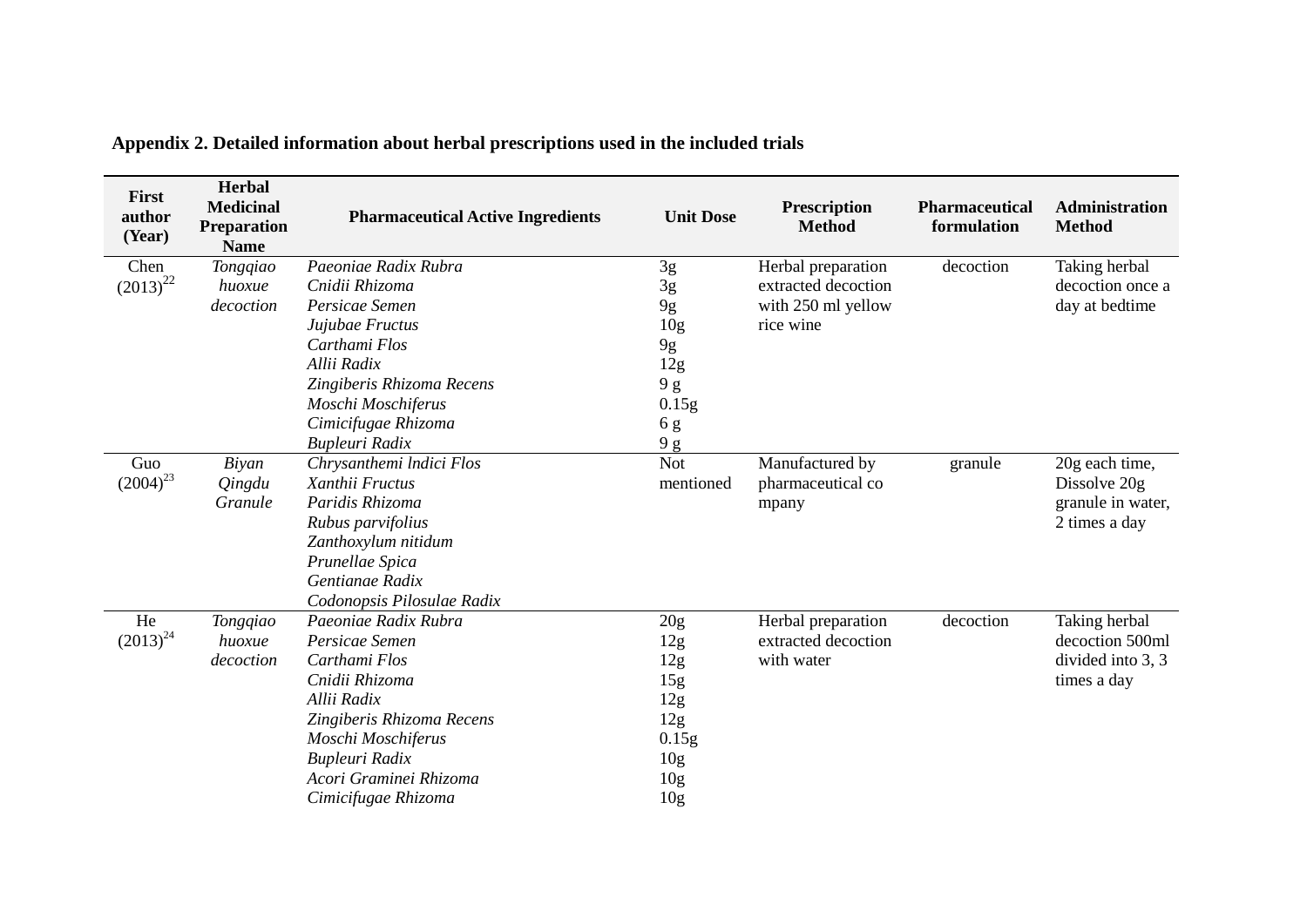**Appendix 2. Detailed information about herbal prescriptions used in the included trials**

| First author (Year) | Herbal Medicinal Preparation Name | Pharmaceutical Active Ingredients | Unit Dose | Prescription Method | Pharmaceutical formulation | Administration Method |
|---|---|---|---|---|---|---|
| Chen (2013)[22] | *Tongqiao huoxue decoction* | *Paeoniae Radix Rubra*<br>*Cnidii Rhizoma*<br>*Persicae Semen*<br>*Jujubae Fructus*<br>*Carthami Flos*<br>*Allii Radix*<br>*Zingiberis Rhizoma Recens*<br>*Moschi Moschiferus*<br>*Cimicifugae Rhizoma*<br>*Bupleuri Radix* | 3g<br>3g<br>9g<br>10g<br>9g<br>12g<br>9 g<br>0.15g<br>6 g<br>9 g | Herbal preparation extracted decoction with 250 ml yellow rice wine | decoction | Taking herbal decoction once a day at bedtime |
| Guo (2004)[23] | *Biyan Qingdu Granule* | *Chrysanthemi lndici Flos*<br>*Xanthii Fructus*<br>*Paridis Rhizoma*<br>*Rubus parvifolius*<br>*Zanthoxylum nitidum*<br>*Prunellae Spica*<br>*Gentianae Radix*<br>*Codonopsis Pilosulae Radix* | Not mentioned | Manufactured by pharmaceutical co mpany | granule | 20g each time, Dissolve 20g granule in water, 2 times a day |
| He (2013)[24] | *Tongqiao huoxue decoction* | *Paeoniae Radix Rubra*<br>*Persicae Semen*<br>*Carthami Flos*<br>*Cnidii Rhizoma*<br>*Allii Radix*<br>*Zingiberis Rhizoma Recens*<br>*Moschi Moschiferus*<br>*Bupleuri Radix*<br>*Acori Graminei Rhizoma*<br>*Cimicifugae Rhizoma* | 20g<br>12g<br>12g<br>15g<br>12g<br>12g<br>0.15g<br>10g<br>10g<br>10g | Herbal preparation extracted decoction with water | decoction | Taking herbal decoction 500ml divided into 3, 3 times a day |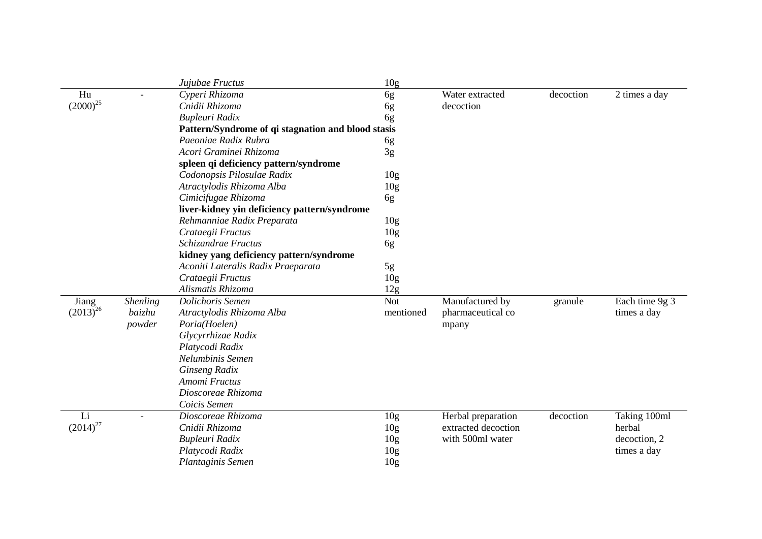| | | | | | | |
|---|---|---|---|---|---|---|
| | | *Jujubae Fructus* | 10g | | | |
| Hu (2000)[25] | - | *Cyperi Rhizoma* | 6g | Water extracted decoction | decoction | 2 times a day |
| | | *Cnidii Rhizoma* | 6g | | | |
| | | *Bupleuri Radix* | 6g | | | |
| | | **Pattern/Syndrome of qi stagnation and blood stasis** | | | | |
| | | *Paeoniae Radix Rubra* | 6g | | | |
| | | *Acori Graminei Rhizoma* | 3g | | | |
| | | **spleen qi deficiency pattern/syndrome** | | | | |
| | | *Codonopsis Pilosulae Radix* | 10g | | | |
| | | *Atractylodis Rhizoma Alba* | 10g | | | |
| | | *Cimicifugae Rhizoma* | 6g | | | |
| | | **liver-kidney yin deficiency pattern/syndrome** | | | | |
| | | *Rehmanniae Radix Preparata* | 10g | | | |
| | | *Crataegii Fructus* | 10g | | | |
| | | *Schizandrae Fructus* | 6g | | | |
| | | **kidney yang deficiency pattern/syndrome** | | | | |
| | | *Aconiti Lateralis Radix Praeparata* | 5g | | | |
| | | *Crataegii Fructus* | 10g | | | |
| | | *Alismatis Rhizoma* | 12g | | | |
| Jiang (2013)[26] | *Shenling baizhu powder* | *Dolichoris Semen* | Not mentioned | Manufactured by pharmaceutical co mpany | granule | Each time 9g 3 times a day |
| | | *Atractylodis Rhizoma Alba* | | | | |
| | | *Poria(Hoelen)* | | | | |
| | | *Glycyrrhizae Radix* | | | | |
| | | *Platycodi Radix* | | | | |
| | | *Nelumbinis Semen* | | | | |
| | | *Ginseng Radix* | | | | |
| | | *Amomi Fructus* | | | | |
| | | *Dioscoreae Rhizoma* | | | | |
| | | *Coicis Semen* | | | | |
| Li (2014)[27] | - | *Dioscoreae Rhizoma* | 10g | Herbal preparation extracted decoction with 500ml water | decoction | Taking 100ml herbal decoction, 2 times a day |
| | | *Cnidii Rhizoma* | 10g | | | |
| | | *Bupleuri Radix* | 10g | | | |
| | | *Platycodi Radix* | 10g | | | |
| | | *Plantaginis Semen* | 10g | | | |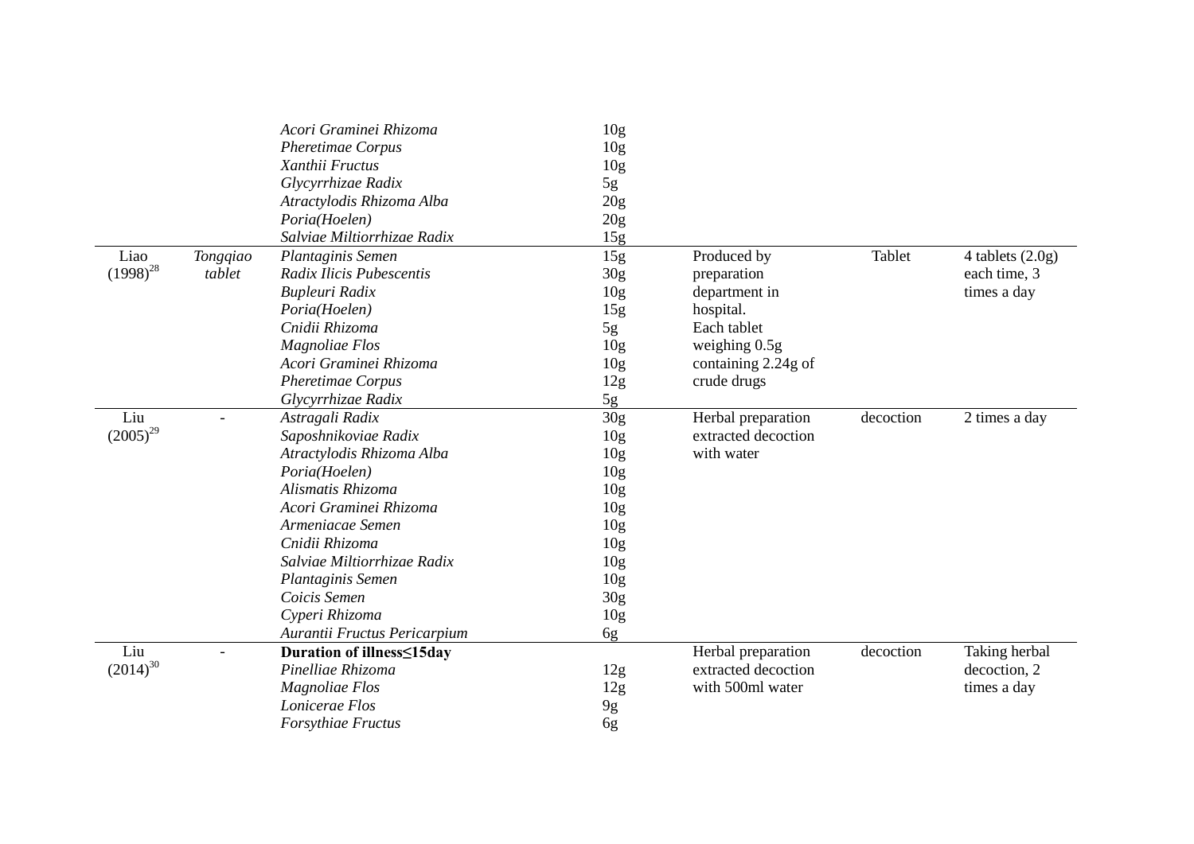| | | | | | | |
|---|---|---|---|---|---|---|
| | | *Acori Graminei Rhizoma* | 10g | | | |
| | | *Pheretimae Corpus* | 10g | | | |
| | | *Xanthii Fructus* | 10g | | | |
| | | *Glycyrrhizae Radix* | 5g | | | |
| | | *Atractylodis Rhizoma Alba* | 20g | | | |
| | | *Poria(Hoelen)* | 20g | | | |
| | | *Salviae Miltiorrhizae Radix* | 15g | | | |
| Liao (1998)[28] | *Tongqiao tablet* | *Plantaginis Semen* | 15g | Produced by preparation department in hospital. Each tablet weighing 0.5g containing 2.24g of crude drugs | Tablet | 4 tablets (2.0g) each time, 3 times a day |
| | | *Radix Ilicis Pubescentis* | 30g | | | |
| | | *Bupleuri Radix* | 10g | | | |
| | | *Poria(Hoelen)* | 15g | | | |
| | | *Cnidii Rhizoma* | 5g | | | |
| | | *Magnoliae Flos* | 10g | | | |
| | | *Acori Graminei Rhizoma* | 10g | | | |
| | | *Pheretimae Corpus* | 12g | | | |
| | | *Glycyrrhizae Radix* | 5g | | | |
| Liu (2005)[29] | - | *Astragali Radix* | 30g | Herbal preparation extracted decoction with water | decoction | 2 times a day |
| | | *Saposhnikoviae Radix* | 10g | | | |
| | | *Atractylodis Rhizoma Alba* | 10g | | | |
| | | *Poria(Hoelen)* | 10g | | | |
| | | *Alismatis Rhizoma* | 10g | | | |
| | | *Acori Graminei Rhizoma* | 10g | | | |
| | | *Armeniacae Semen* | 10g | | | |
| | | *Cnidii Rhizoma* | 10g | | | |
| | | *Salviae Miltiorrhizae Radix* | 10g | | | |
| | | *Plantaginis Semen* | 10g | | | |
| | | *Coicis Semen* | 30g | | | |
| | | *Cyperi Rhizoma* | 10g | | | |
| | | *Aurantii Fructus Pericarpium* | 6g | | | |
| Liu (2014)[30] | - | **Duration of illness≤15day** | | Herbal preparation extracted decoction with 500ml water | decoction | Taking herbal decoction, 2 times a day |
| | | *Pinelliae Rhizoma* | 12g | | | |
| | | *Magnoliae Flos* | 12g | | | |
| | | *Lonicerae Flos* | 9g | | | |
| | | *Forsythiae Fructus* | 6g | | | |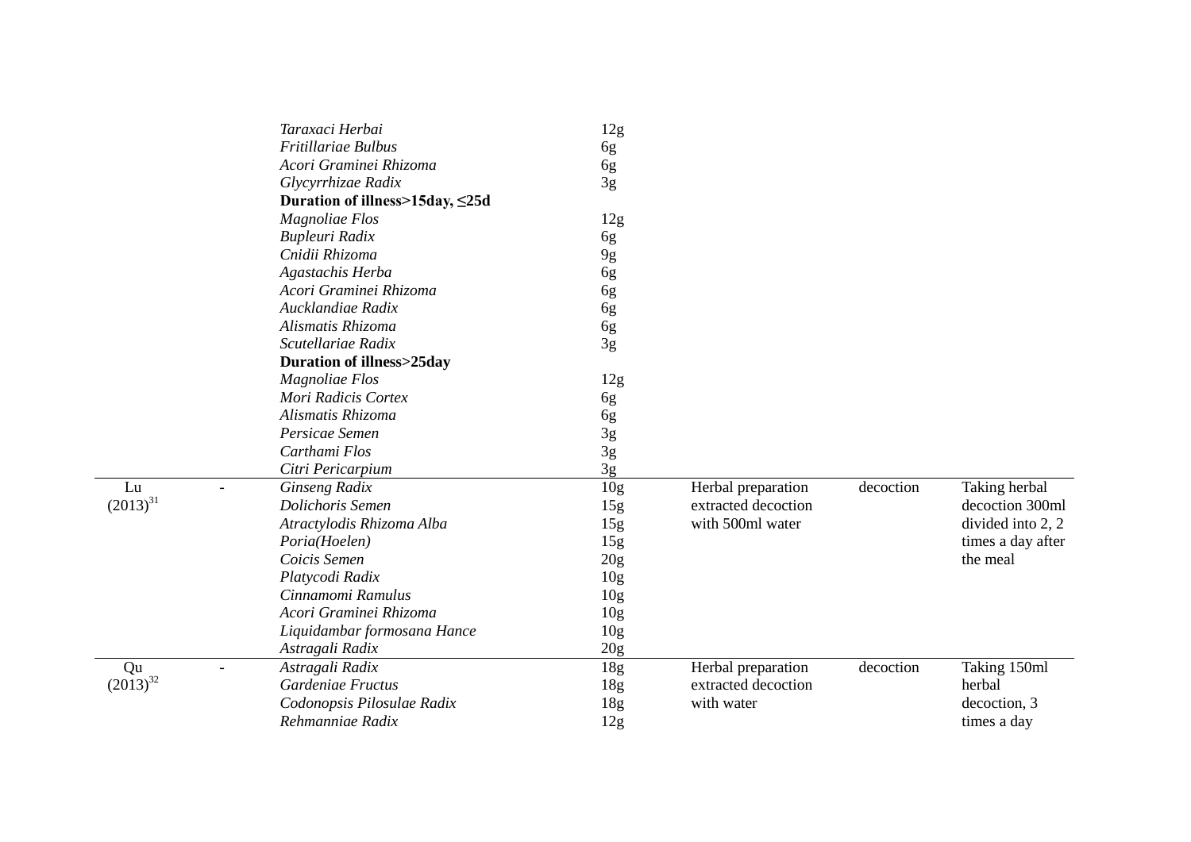| | | | | | | |
|---|---|---|---|---|---|---|
| | | *Taraxaci Herbai* | 12g | | | |
| | | *Fritillariae Bulbus* | 6g | | | |
| | | *Acori Graminei Rhizoma* | 6g | | | |
| | | *Glycyrrhizae Radix* | 3g | | | |
| | | **Duration of illness>15day, ≤25d** | | | | |
| | | *Magnoliae Flos* | 12g | | | |
| | | *Bupleuri Radix* | 6g | | | |
| | | *Cnidii Rhizoma* | 9g | | | |
| | | *Agastachis Herba* | 6g | | | |
| | | *Acori Graminei Rhizoma* | 6g | | | |
| | | *Aucklandiae Radix* | 6g | | | |
| | | *Alismatis Rhizoma* | 6g | | | |
| | | *Scutellariae Radix* | 3g | | | |
| | | **Duration of illness>25day** | | | | |
| | | *Magnoliae Flos* | 12g | | | |
| | | *Mori Radicis Cortex* | 6g | | | |
| | | *Alismatis Rhizoma* | 6g | | | |
| | | *Persicae Semen* | 3g | | | |
| | | *Carthami Flos* | 3g | | | |
| | | *Citri Pericarpium* | 3g | | | |
| Lu (2013)[31] | - | *Ginseng Radix* | 10g | Herbal preparation extracted decoction with 500ml water | decoction | Taking herbal decoction 300ml divided into 2, 2 times a day after the meal |
| | | *Dolichoris Semen* | 15g | | | |
| | | *Atractylodis Rhizoma Alba* | 15g | | | |
| | | *Poria(Hoelen)* | 15g | | | |
| | | *Coicis Semen* | 20g | | | |
| | | *Platycodi Radix* | 10g | | | |
| | | *Cinnamomi Ramulus* | 10g | | | |
| | | *Acori Graminei Rhizoma* | 10g | | | |
| | | *Liquidambar formosana Hance* | 10g | | | |
| | | *Astragali Radix* | 20g | | | |
| Qu (2013)[32] | - | *Astragali Radix* | 18g | Herbal preparation extracted decoction with water | decoction | Taking 150ml herbal decoction, 3 times a day |
| | | *Gardeniae Fructus* | 18g | | | |
| | | *Codonopsis Pilosulae Radix* | 18g | | | |
| | | *Rehmanniae Radix* | 12g | | | |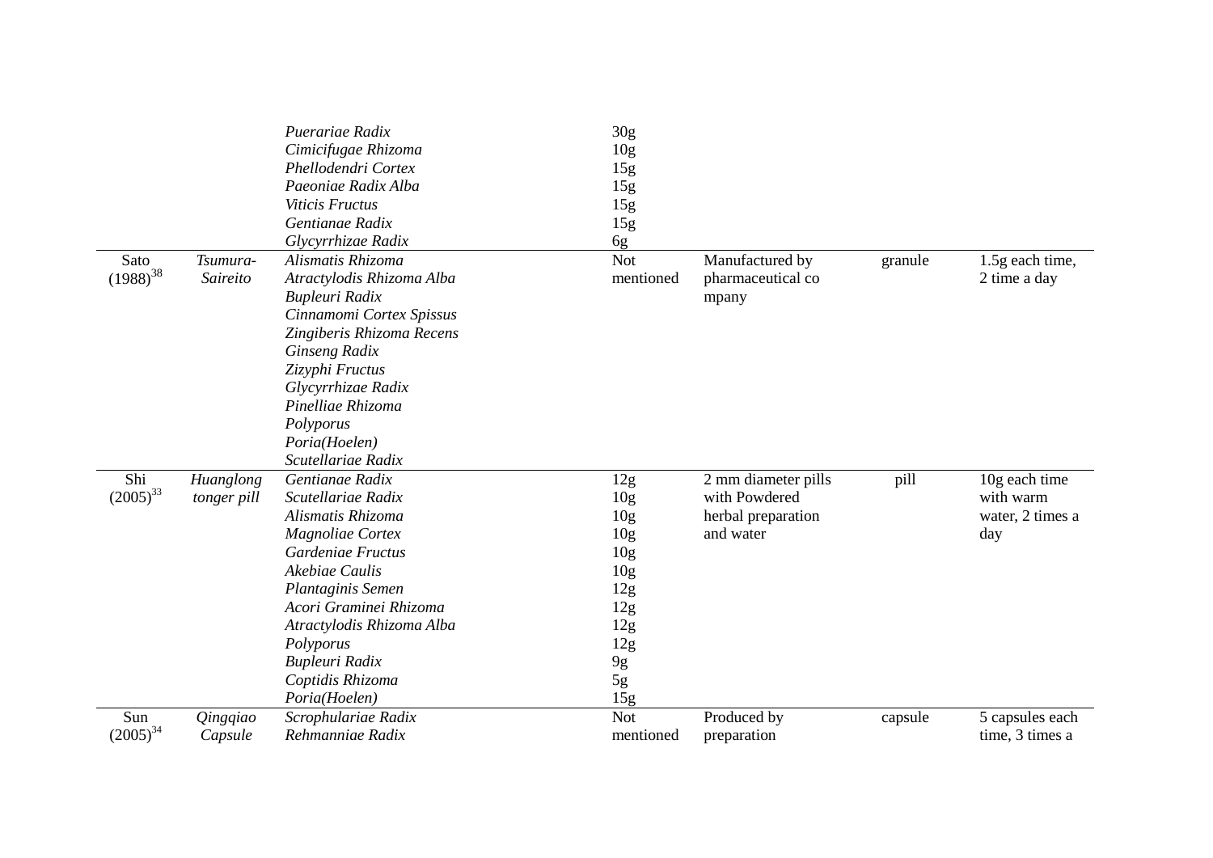| | | | | | | |
|---|---|---|---|---|---|---|
| | | *Puerariae Radix* | 30g | | | |
| | | *Cimicifugae Rhizoma* | 10g | | | |
| | | *Phellodendri Cortex* | 15g | | | |
| | | *Paeoniae Radix Alba* | 15g | | | |
| | | *Viticis Fructus* | 15g | | | |
| | | *Gentianae Radix* | 15g | | | |
| | | *Glycyrrhizae Radix* | 6g | | | |
| Sato (1988)[38] | *Tsumura-Saireito* | *Alismatis Rhizoma* | Not mentioned | Manufactured by pharmaceutical co mpany | granule | 1.5g each time, 2 time a day |
| | | *Atractylodis Rhizoma Alba* | | | | |
| | | *Bupleuri Radix* | | | | |
| | | *Cinnamomi Cortex Spissus* | | | | |
| | | *Zingiberis Rhizoma Recens* | | | | |
| | | *Ginseng Radix* | | | | |
| | | *Zizyphi Fructus* | | | | |
| | | *Glycyrrhizae Radix* | | | | |
| | | *Pinelliae Rhizoma* | | | | |
| | | *Polyporus* | | | | |
| | | *Poria(Hoelen)* | | | | |
| | | *Scutellariae Radix* | | | | |
| Shi (2005)[33] | *Huanglong tonger pill* | *Gentianae Radix* | 12g | 2 mm diameter pills with Powdered herbal preparation and water | pill | 10g each time with warm water, 2 times a day |
| | | *Scutellariae Radix* | 10g | | | |
| | | *Alismatis Rhizoma* | 10g | | | |
| | | *Magnoliae Cortex* | 10g | | | |
| | | *Gardeniae Fructus* | 10g | | | |
| | | *Akebiae Caulis* | 10g | | | |
| | | *Plantaginis Semen* | 12g | | | |
| | | *Acori Graminei Rhizoma* | 12g | | | |
| | | *Atractylodis Rhizoma Alba* | 12g | | | |
| | | *Polyporus* | 12g | | | |
| | | *Bupleuri Radix* | 9g | | | |
| | | *Coptidis Rhizoma* | 5g | | | |
| | | *Poria(Hoelen)* | 15g | | | |
| Sun (2005)[34] | *Qingqiao Capsule* | *Scrophulariae Radix* | Not mentioned | Produced by preparation | capsule | 5 capsules each time, 3 times a |
| | | *Rehmanniae Radix* | | | | |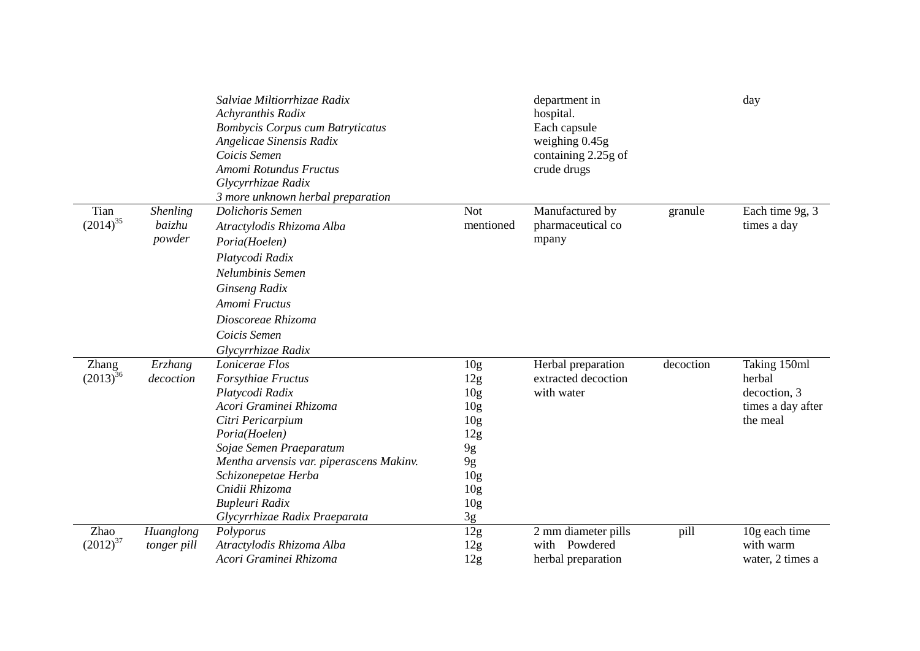| | | | | | | |
|---|---|---|---|---|---|---|
| | | *Salviae Miltiorrhizae Radix*<br>*Achyranthis Radix*<br>*Bombycis Corpus cum Batryticatus*<br>*Angelicae Sinensis Radix*<br>*Coicis Semen*<br>*Amomi Rotundus Fructus*<br>*Glycyrrhizae Radix*<br>*3 more unknown herbal preparation* | | department in hospital.<br>Each capsule weighing 0.45g containing 2.25g of crude drugs | | day |
| Tian (2014)[35] | *Shenling baizhu powder* | *Dolichoris Semen*<br>*Atractylodis Rhizoma Alba*<br>*Poria(Hoelen)*<br>*Platycodi Radix*<br>*Nelumbinis Semen*<br>*Ginseng Radix*<br>*Amomi Fructus*<br>*Dioscoreae Rhizoma*<br>*Coicis Semen*<br>*Glycyrrhizae Radix* | Not mentioned | Manufactured by pharmaceutical co mpany | granule | Each time 9g, 3 times a day |
| Zhang (2013)[36] | *Erzhang decoction* | *Lonicerae Flos*<br>*Forsythiae Fructus*<br>*Platycodi Radix*<br>*Acori Graminei Rhizoma*<br>*Citri Pericarpium*<br>*Poria(Hoelen)*<br>*Sojae Semen Praeparatum*<br>*Mentha arvensis var. piperascens Makinv.*<br>*Schizonepetae Herba*<br>*Cnidii Rhizoma*<br>*Bupleuri Radix*<br>*Glycyrrhizae Radix Praeparata* | 10g<br>12g<br>10g<br>10g<br>10g<br>12g<br>9g<br>9g<br>10g<br>10g<br>10g<br>3g | Herbal preparation extracted decoction with water | decoction | Taking 150ml herbal decoction, 3 times a day after the meal |
| Zhao (2012)[37] | *Huanglong tonger pill* | *Polyporus*<br>*Atractylodis Rhizoma Alba*<br>*Acori Graminei Rhizoma* | 12g<br>12g<br>12g | 2 mm diameter pills with Powdered herbal preparation | pill | 10g each time with warm water, 2 times a |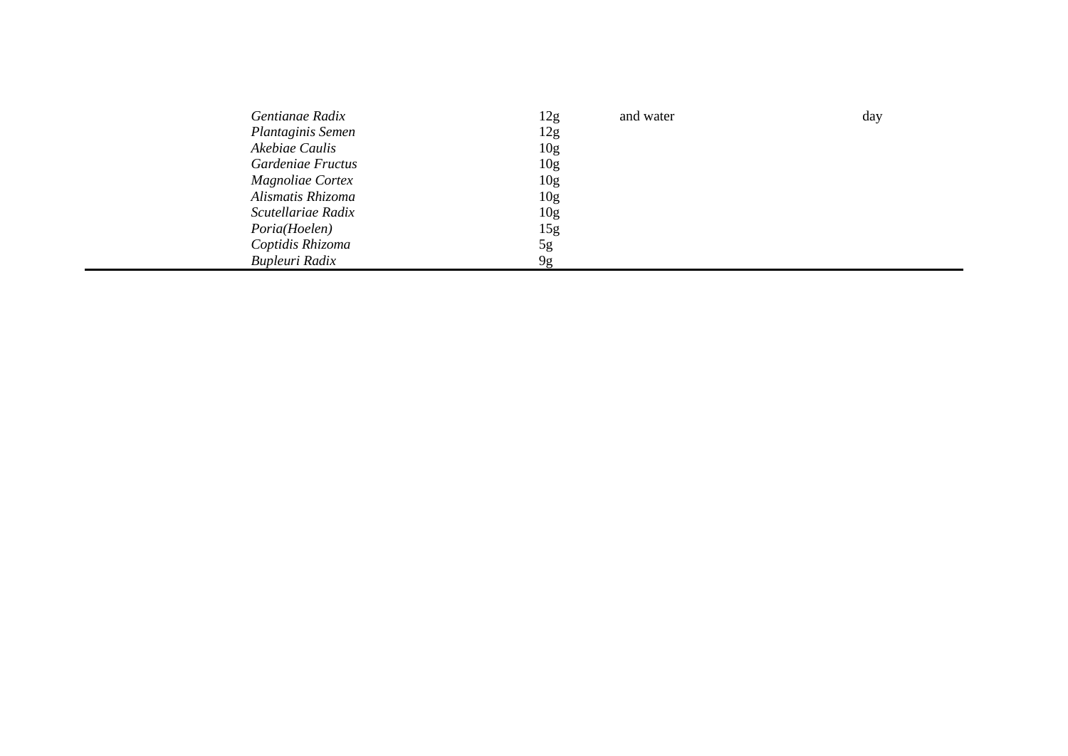| | | | |
|---|---|---|---|
| *Gentianae Radix* | 12g | and water | day |
| *Plantaginis Semen* | 12g | | |
| *Akebiae Caulis* | 10g | | |
| *Gardeniae Fructus* | 10g | | |
| *Magnoliae Cortex* | 10g | | |
| *Alismatis Rhizoma* | 10g | | |
| *Scutellariae Radix* | 10g | | |
| *Poria(Hoelen)* | 15g | | |
| *Coptidis Rhizoma* | 5g | | |
| *Bupleuri Radix* | 9g | | |